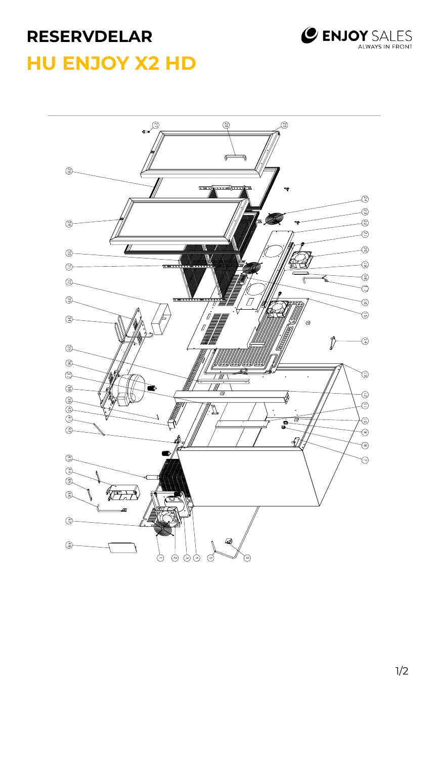# RESERVDELAR

# HU ENJOY X2 HD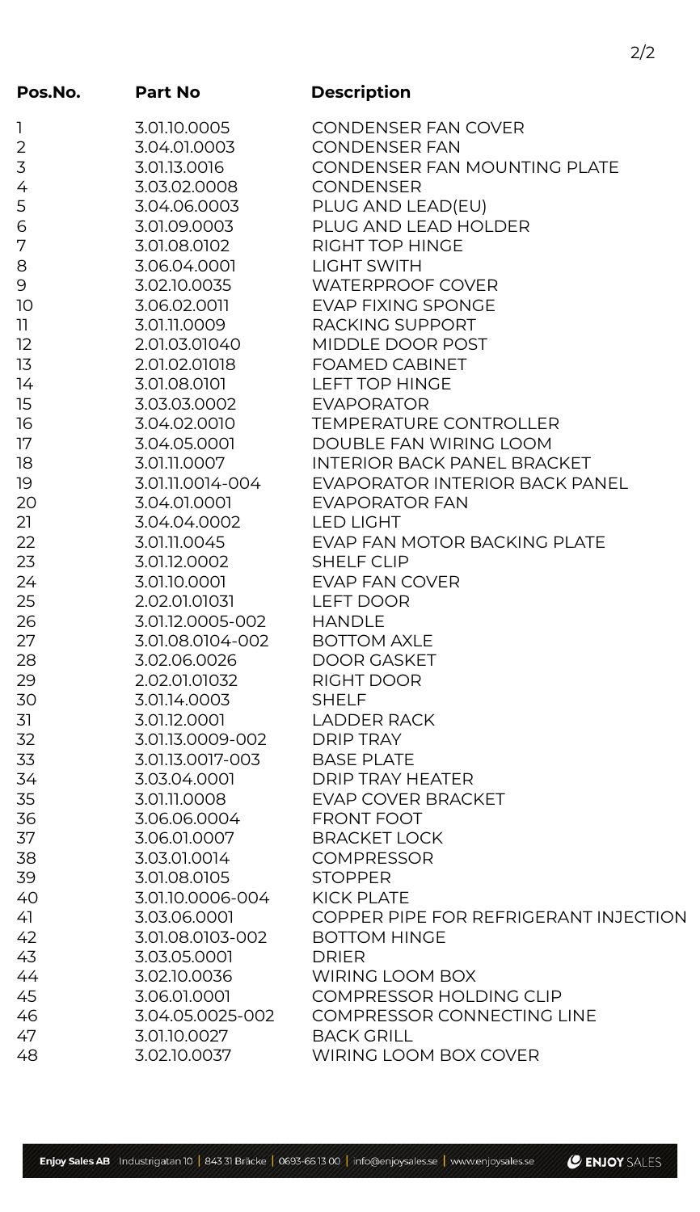| Pos.No. | Part No | Description |
|---|---|---|
| 1 | 3.01.10.0005 | CONDENSER FAN COVER |
| 2 | 3.04.01.0003 | CONDENSER FAN |
| 3 | 3.01.13.0016 | CONDENSER FAN MOUNTING PLATE |
| 4 | 3.03.02.0008 | CONDENSER |
| 5 | 3.04.06.0003 | PLUG AND LEAD(EU) |
| 6 | 3.01.09.0003 | PLUG AND LEAD HOLDER |
| 7 | 3.01.08.0102 | RIGHT TOP HINGE |
| 8 | 3.06.04.0001 | LIGHT SWITH |
| 9 | 3.02.10.0035 | WATERPROOF COVER |
| 10 | 3.06.02.0011 | EVAP FIXING SPONGE |
| 11 | 3.01.11.0009 | RACKING SUPPORT |
| 12 | 2.01.03.01040 | MIDDLE DOOR POST |
| 13 | 2.01.02.01018 | FOAMED CABINET |
| 14 | 3.01.08.0101 | LEFT TOP HINGE |
| 15 | 3.03.03.0002 | EVAPORATOR |
| 16 | 3.04.02.0010 | TEMPERATURE CONTROLLER |
| 17 | 3.04.05.0001 | DOUBLE FAN WIRING LOOM |
| 18 | 3.01.11.0007 | INTERIOR BACK PANEL BRACKET |
| 19 | 3.01.11.0014-004 | EVAPORATOR INTERIOR BACK PANEL |
| 20 | 3.04.01.0001 | EVAPORATOR FAN |
| 21 | 3.04.04.0002 | LED LIGHT |
| 22 | 3.01.11.0045 | EVAP FAN MOTOR BACKING PLATE |
| 23 | 3.01.12.0002 | SHELF CLIP |
| 24 | 3.01.10.0001 | EVAP FAN COVER |
| 25 | 2.02.01.01031 | LEFT DOOR |
| 26 | 3.01.12.0005-002 | HANDLE |
| 27 | 3.01.08.0104-002 | BOTTOM AXLE |
| 28 | 3.02.06.0026 | DOOR GASKET |
| 29 | 2.02.01.01032 | RIGHT DOOR |
| 30 | 3.01.14.0003 | SHELF |
| 31 | 3.01.12.0001 | LADDER RACK |
| 32 | 3.01.13.0009-002 | DRIP TRAY |
| 33 | 3.01.13.0017-003 | BASE PLATE |
| 34 | 3.03.04.0001 | DRIP TRAY HEATER |
| 35 | 3.01.11.0008 | EVAP COVER BRACKET |
| 36 | 3.06.06.0004 | FRONT FOOT |
| 37 | 3.06.01.0007 | BRACKET LOCK |
| 38 | 3.03.01.0014 | COMPRESSOR |
| 39 | 3.01.08.0105 | STOPPER |
| 40 | 3.01.10.0006-004 | KICK PLATE |
| 41 | 3.03.06.0001 | COPPER PIPE FOR REFRIGERANT INJECTION |
| 42 | 3.01.08.0103-002 | BOTTOM HINGE |
| 43 | 3.03.05.0001 | DRIER |
| 44 | 3.02.10.0036 | WIRING LOOM BOX |
| 45 | 3.06.01.0001 | COMPRESSOR HOLDING CLIP |
| 46 | 3.04.05.0025-002 | COMPRESSOR CONNECTING LINE |
| 47 | 3.01.10.0027 | BACK GRILL |
| 48 | 3.02.10.0037 | WIRING LOOM BOX COVER |